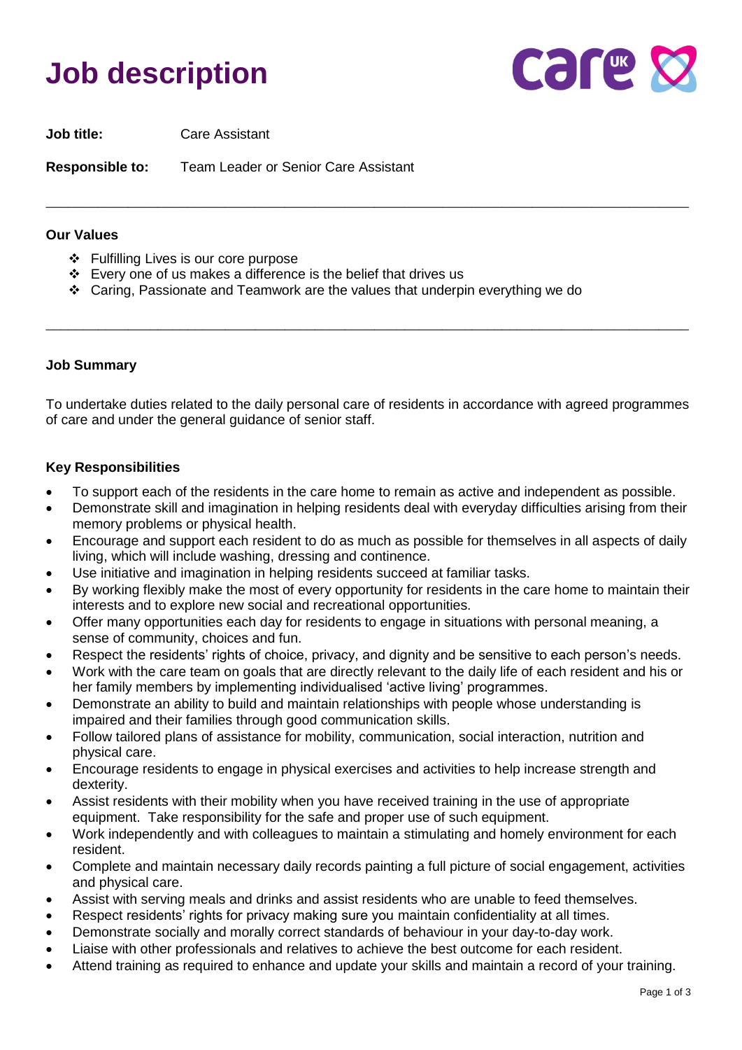# Job description

**Job title:** Care Assistant

**Responsible to:** Team Leader or Senior Care Assistant

---

**Our Values**

- Fulfilling Lives is our core purpose
- Every one of us makes a difference is the belief that drives us
- Caring, Passionate and Teamwork are the values that underpin everything we do

---

**Job Summary**

To undertake duties related to the daily personal care of residents in accordance with agreed programmes of care and under the general guidance of senior staff.

**Key Responsibilities**

- To support each of the residents in the care home to remain as active and independent as possible.
- Demonstrate skill and imagination in helping residents deal with everyday difficulties arising from their memory problems or physical health.
- Encourage and support each resident to do as much as possible for themselves in all aspects of daily living, which will include washing, dressing and continence.
- Use initiative and imagination in helping residents succeed at familiar tasks.
- By working flexibly make the most of every opportunity for residents in the care home to maintain their interests and to explore new social and recreational opportunities.
- Offer many opportunities each day for residents to engage in situations with personal meaning, a sense of community, choices and fun.
- Respect the residents' rights of choice, privacy, and dignity and be sensitive to each person's needs.
- Work with the care team on goals that are directly relevant to the daily life of each resident and his or her family members by implementing individualised 'active living' programmes.
- Demonstrate an ability to build and maintain relationships with people whose understanding is impaired and their families through good communication skills.
- Follow tailored plans of assistance for mobility, communication, social interaction, nutrition and physical care.
- Encourage residents to engage in physical exercises and activities to help increase strength and dexterity.
- Assist residents with their mobility when you have received training in the use of appropriate equipment. Take responsibility for the safe and proper use of such equipment.
- Work independently and with colleagues to maintain a stimulating and homely environment for each resident.
- Complete and maintain necessary daily records painting a full picture of social engagement, activities and physical care.
- Assist with serving meals and drinks and assist residents who are unable to feed themselves.
- Respect residents' rights for privacy making sure you maintain confidentiality at all times.
- Demonstrate socially and morally correct standards of behaviour in your day-to-day work.
- Liaise with other professionals and relatives to achieve the best outcome for each resident.
- Attend training as required to enhance and update your skills and maintain a record of your training.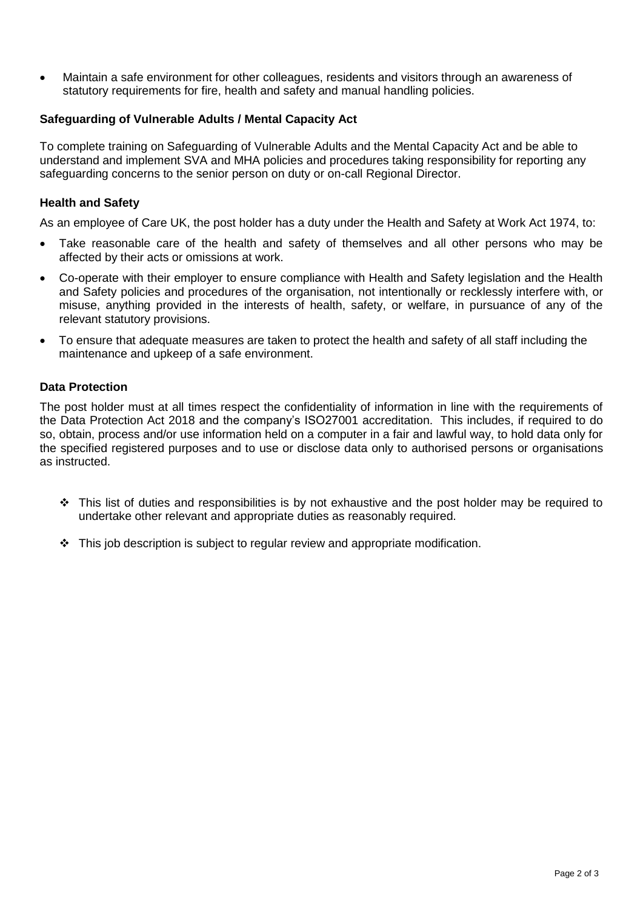- Maintain a safe environment for other colleagues, residents and visitors through an awareness of statutory requirements for fire, health and safety and manual handling policies.

**Safeguarding of Vulnerable Adults / Mental Capacity Act**

To complete training on Safeguarding of Vulnerable Adults and the Mental Capacity Act and be able to understand and implement SVA and MHA policies and procedures taking responsibility for reporting any safeguarding concerns to the senior person on duty or on-call Regional Director.

**Health and Safety**

As an employee of Care UK, the post holder has a duty under the Health and Safety at Work Act 1974, to:

- Take reasonable care of the health and safety of themselves and all other persons who may be affected by their acts or omissions at work.
- Co-operate with their employer to ensure compliance with Health and Safety legislation and the Health and Safety policies and procedures of the organisation, not intentionally or recklessly interfere with, or misuse, anything provided in the interests of health, safety, or welfare, in pursuance of any of the relevant statutory provisions.
- To ensure that adequate measures are taken to protect the health and safety of all staff including the maintenance and upkeep of a safe environment.

**Data Protection**

The post holder must at all times respect the confidentiality of information in line with the requirements of the Data Protection Act 2018 and the company's ISO27001 accreditation. This includes, if required to do so, obtain, process and/or use information held on a computer in a fair and lawful way, to hold data only for the specified registered purposes and to use or disclose data only to authorised persons or organisations as instructed.

- ❖ This list of duties and responsibilities is by not exhaustive and the post holder may be required to undertake other relevant and appropriate duties as reasonably required.
- ❖ This job description is subject to regular review and appropriate modification.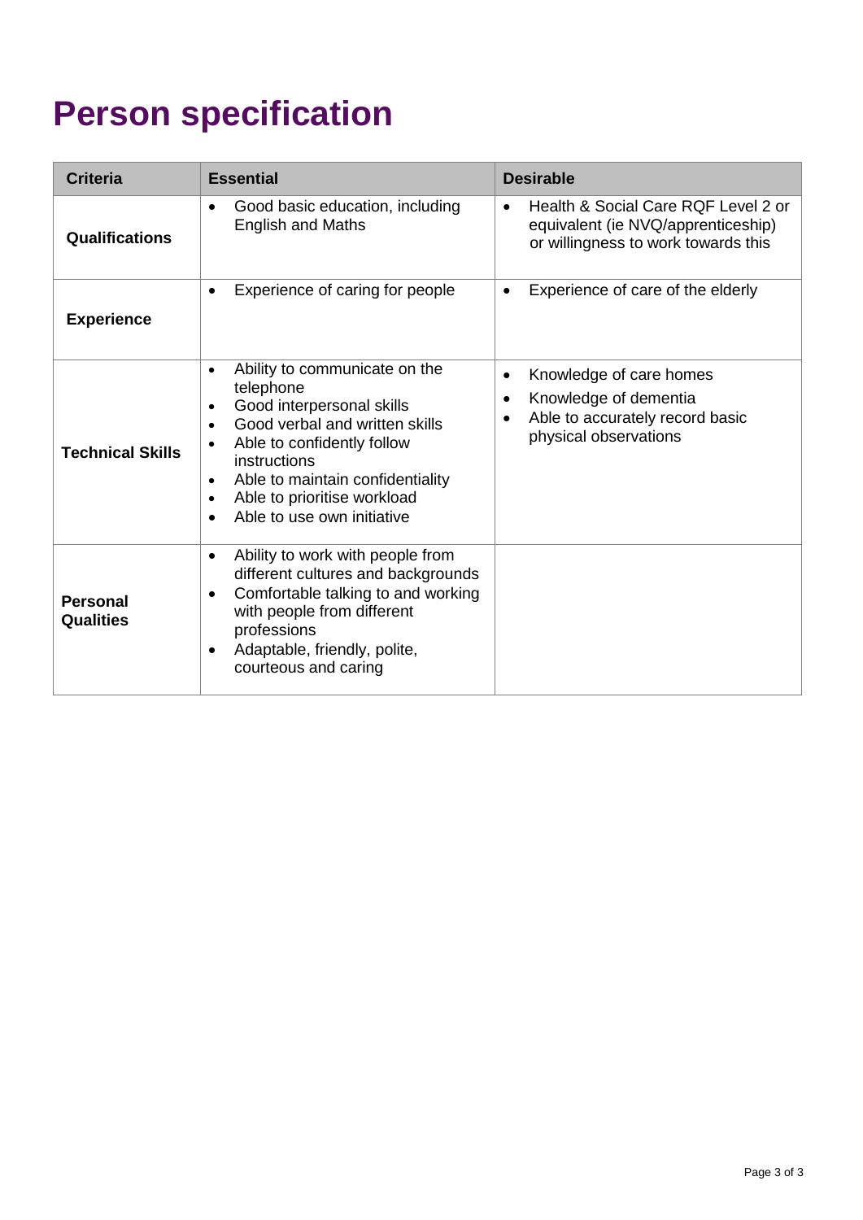# Person specification

| Criteria | Essential | Desirable |
| --- | --- | --- |
| **Qualifications** | • Good basic education, including English and Maths | • Health & Social Care RQF Level 2 or equivalent (ie NVQ/apprenticeship) or willingness to work towards this |
| **Experience** | • Experience of caring for people | • Experience of care of the elderly |
| **Technical Skills** | • Ability to communicate on the telephone<br>• Good interpersonal skills<br>• Good verbal and written skills<br>• Able to confidently follow instructions<br>• Able to maintain confidentiality<br>• Able to prioritise workload<br>• Able to use own initiative | • Knowledge of care homes<br>• Knowledge of dementia<br>• Able to accurately record basic physical observations |
| **Personal Qualities** | • Ability to work with people from different cultures and backgrounds<br>• Comfortable talking to and working with people from different professions<br>• Adaptable, friendly, polite, courteous and caring | |